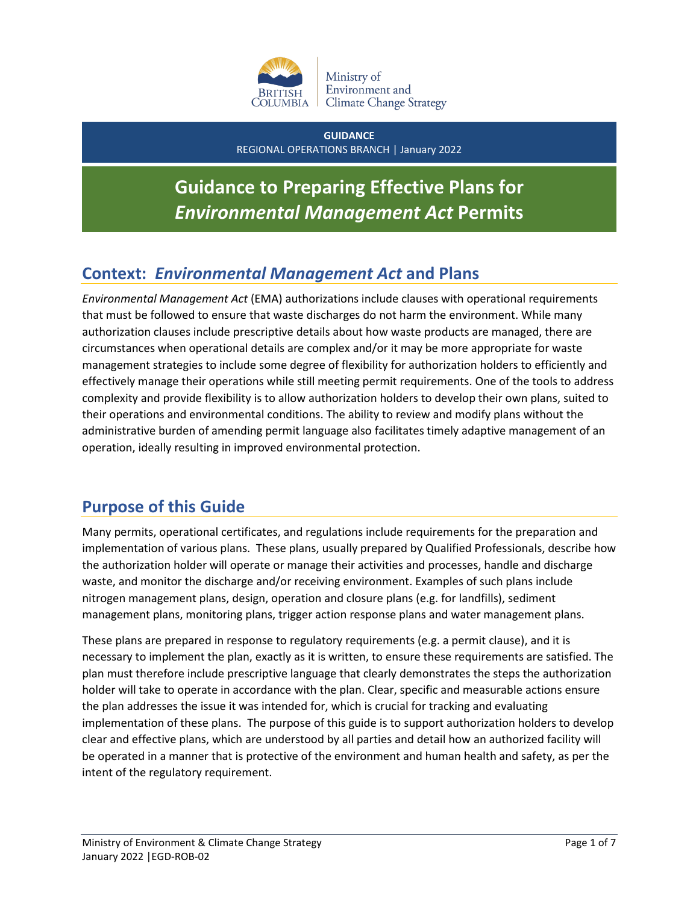Ministry of Environment and Climate Change Strategy

**GUIDANCE**
REGIONAL OPERATIONS BRANCH | January 2022

# Guidance to Preparing Effective Plans for *Environmental Management Act* Permits

## Context: *Environmental Management Act* and Plans

*Environmental Management Act* (EMA) authorizations include clauses with operational requirements that must be followed to ensure that waste discharges do not harm the environment. While many authorization clauses include prescriptive details about how waste products are managed, there are circumstances when operational details are complex and/or it may be more appropriate for waste management strategies to include some degree of flexibility for authorization holders to efficiently and effectively manage their operations while still meeting permit requirements. One of the tools to address complexity and provide flexibility is to allow authorization holders to develop their own plans, suited to their operations and environmental conditions. The ability to review and modify plans without the administrative burden of amending permit language also facilitates timely adaptive management of an operation, ideally resulting in improved environmental protection.

## Purpose of this Guide

Many permits, operational certificates, and regulations include requirements for the preparation and implementation of various plans. These plans, usually prepared by Qualified Professionals, describe how the authorization holder will operate or manage their activities and processes, handle and discharge waste, and monitor the discharge and/or receiving environment. Examples of such plans include nitrogen management plans, design, operation and closure plans (e.g. for landfills), sediment management plans, monitoring plans, trigger action response plans and water management plans.

These plans are prepared in response to regulatory requirements (e.g. a permit clause), and it is necessary to implement the plan, exactly as it is written, to ensure these requirements are satisfied. The plan must therefore include prescriptive language that clearly demonstrates the steps the authorization holder will take to operate in accordance with the plan. Clear, specific and measurable actions ensure the plan addresses the issue it was intended for, which is crucial for tracking and evaluating implementation of these plans. The purpose of this guide is to support authorization holders to develop clear and effective plans, which are understood by all parties and detail how an authorized facility will be operated in a manner that is protective of the environment and human health and safety, as per the intent of the regulatory requirement.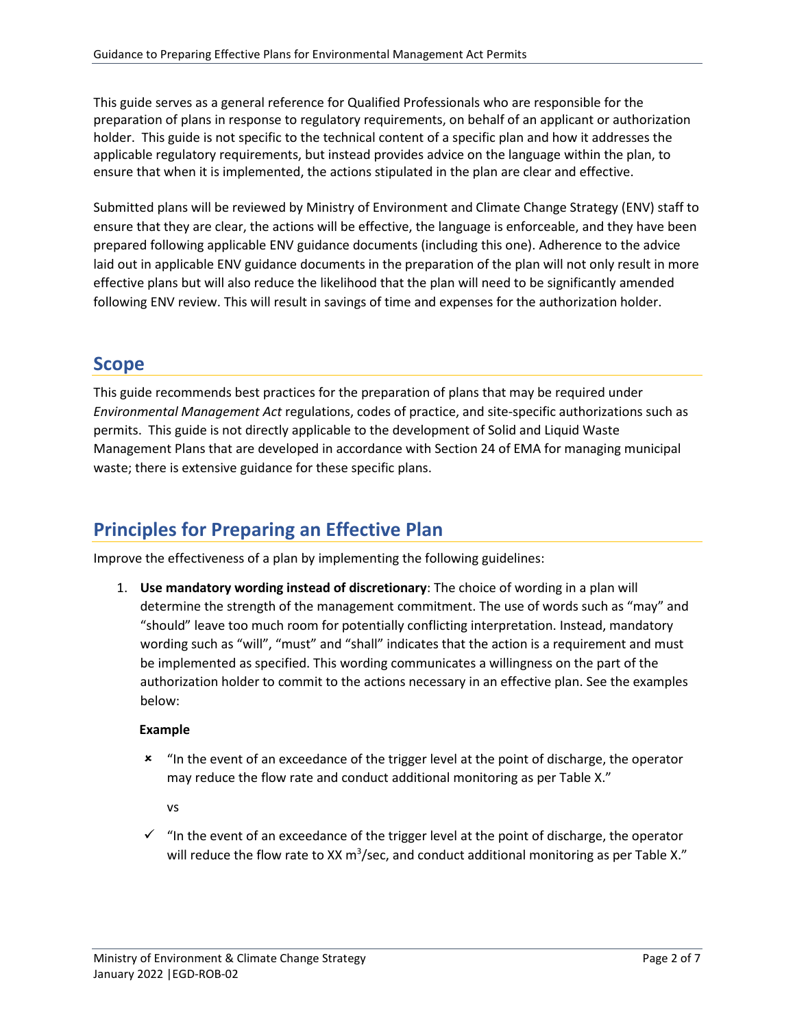This guide serves as a general reference for Qualified Professionals who are responsible for the preparation of plans in response to regulatory requirements, on behalf of an applicant or authorization holder. This guide is not specific to the technical content of a specific plan and how it addresses the applicable regulatory requirements, but instead provides advice on the language within the plan, to ensure that when it is implemented, the actions stipulated in the plan are clear and effective.

Submitted plans will be reviewed by Ministry of Environment and Climate Change Strategy (ENV) staff to ensure that they are clear, the actions will be effective, the language is enforceable, and they have been prepared following applicable ENV guidance documents (including this one). Adherence to the advice laid out in applicable ENV guidance documents in the preparation of the plan will not only result in more effective plans but will also reduce the likelihood that the plan will need to be significantly amended following ENV review. This will result in savings of time and expenses for the authorization holder.

## Scope

This guide recommends best practices for the preparation of plans that may be required under *Environmental Management Act* regulations, codes of practice, and site-specific authorizations such as permits. This guide is not directly applicable to the development of Solid and Liquid Waste Management Plans that are developed in accordance with Section 24 of EMA for managing municipal waste; there is extensive guidance for these specific plans.

## Principles for Preparing an Effective Plan

Improve the effectiveness of a plan by implementing the following guidelines:

1. **Use mandatory wording instead of discretionary**: The choice of wording in a plan will determine the strength of the management commitment. The use of words such as "may" and "should" leave too much room for potentially conflicting interpretation. Instead, mandatory wording such as "will", "must" and "shall" indicates that the action is a requirement and must be implemented as specified. This wording communicates a willingness on the part of the authorization holder to commit to the actions necessary in an effective plan. See the examples below:

   **Example**

   - ✗ "In the event of an exceedance of the trigger level at the point of discharge, the operator may reduce the flow rate and conduct additional monitoring as per Table X."

     vs

   - ✓ "In the event of an exceedance of the trigger level at the point of discharge, the operator will reduce the flow rate to XX $m^3$/sec, and conduct additional monitoring as per Table X."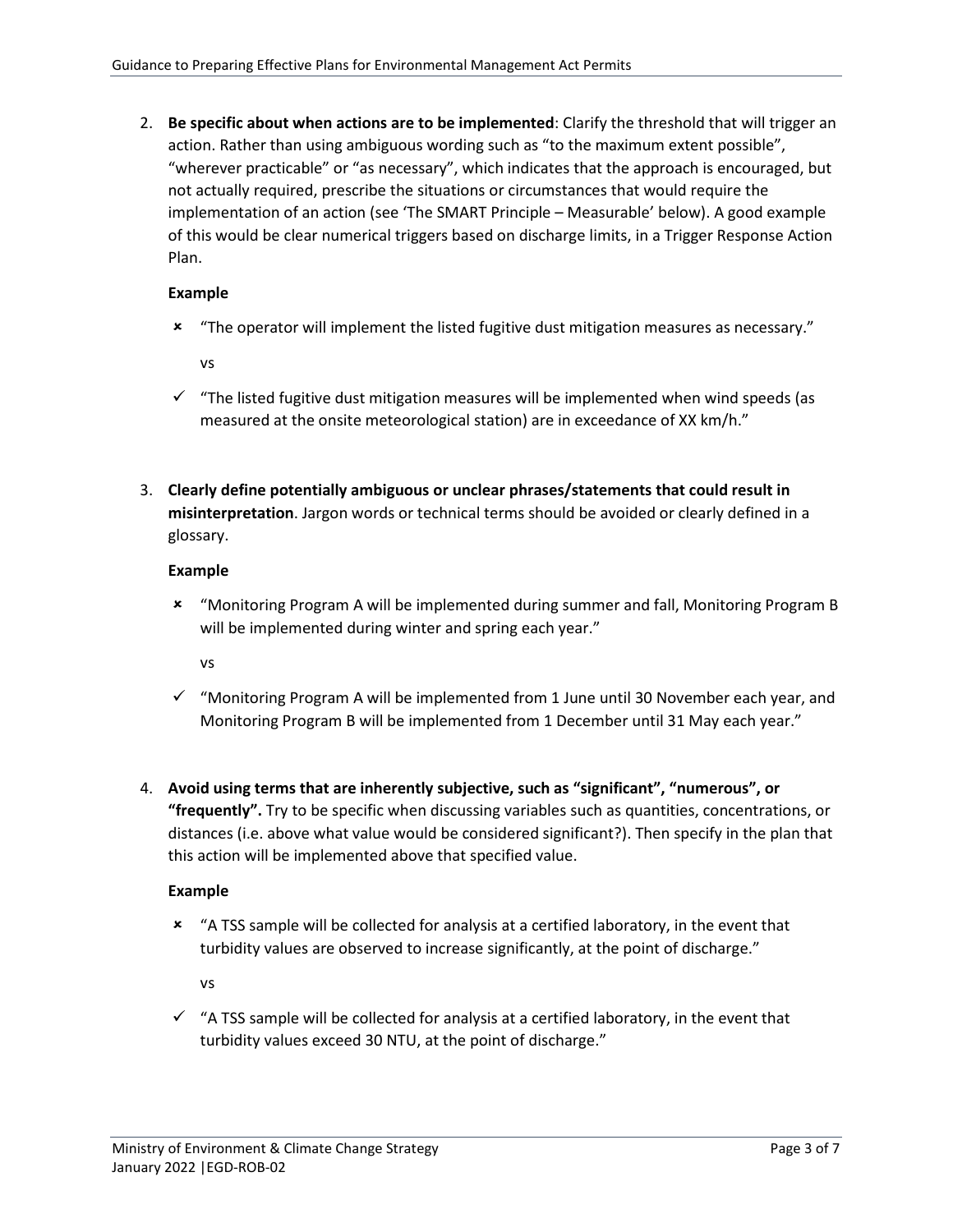2. **Be specific about when actions are to be implemented**: Clarify the threshold that will trigger an action. Rather than using ambiguous wording such as "to the maximum extent possible", "wherever practicable" or "as necessary", which indicates that the approach is encouraged, but not actually required, prescribe the situations or circumstances that would require the implementation of an action (see 'The SMART Principle – Measurable' below). A good example of this would be clear numerical triggers based on discharge limits, in a Trigger Response Action Plan.

   **Example**

   - ✗ "The operator will implement the listed fugitive dust mitigation measures as necessary."

     vs

   - ✓ "The listed fugitive dust mitigation measures will be implemented when wind speeds (as measured at the onsite meteorological station) are in exceedance of XX km/h."

3. **Clearly define potentially ambiguous or unclear phrases/statements that could result in misinterpretation**. Jargon words or technical terms should be avoided or clearly defined in a glossary.

   **Example**

   - ✗ "Monitoring Program A will be implemented during summer and fall, Monitoring Program B will be implemented during winter and spring each year."

     vs

   - ✓ "Monitoring Program A will be implemented from 1 June until 30 November each year, and Monitoring Program B will be implemented from 1 December until 31 May each year."

4. **Avoid using terms that are inherently subjective, such as "significant", "numerous", or "frequently".** Try to be specific when discussing variables such as quantities, concentrations, or distances (i.e. above what value would be considered significant?). Then specify in the plan that this action will be implemented above that specified value.

   **Example**

   - ✗ "A TSS sample will be collected for analysis at a certified laboratory, in the event that turbidity values are observed to increase significantly, at the point of discharge."

     vs

   - ✓ "A TSS sample will be collected for analysis at a certified laboratory, in the event that turbidity values exceed 30 NTU, at the point of discharge."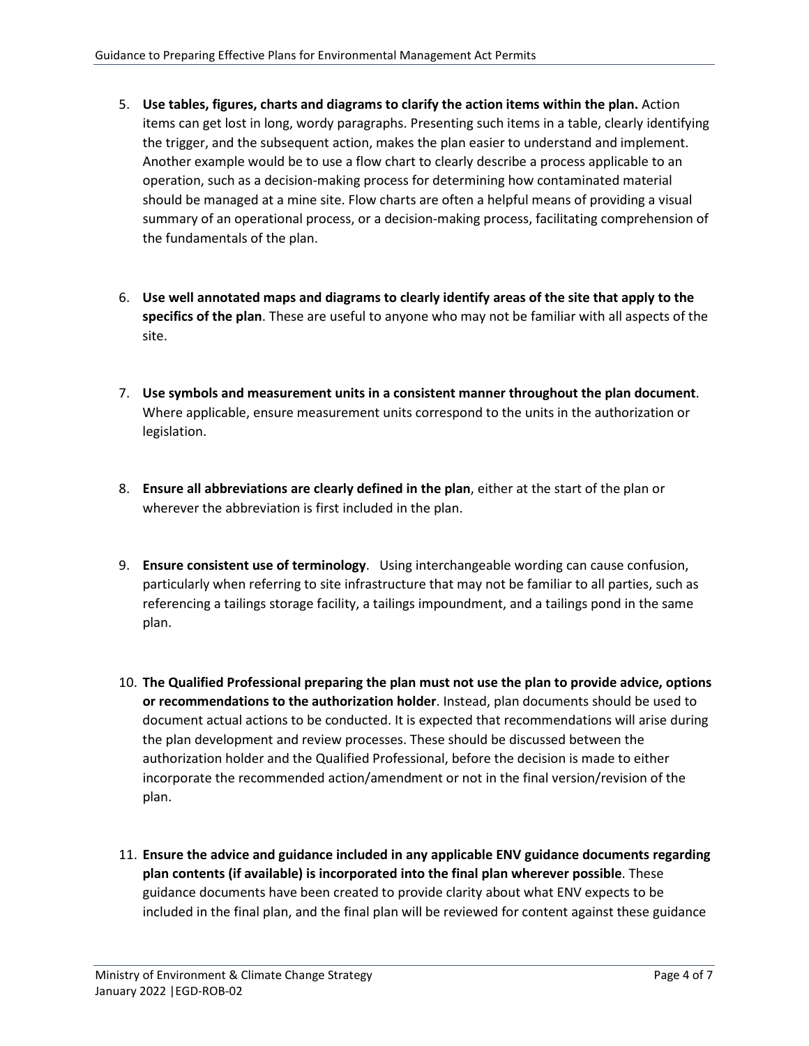5. **Use tables, figures, charts and diagrams to clarify the action items within the plan.** Action items can get lost in long, wordy paragraphs. Presenting such items in a table, clearly identifying the trigger, and the subsequent action, makes the plan easier to understand and implement. Another example would be to use a flow chart to clearly describe a process applicable to an operation, such as a decision-making process for determining how contaminated material should be managed at a mine site. Flow charts are often a helpful means of providing a visual summary of an operational process, or a decision-making process, facilitating comprehension of the fundamentals of the plan.

6. **Use well annotated maps and diagrams to clearly identify areas of the site that apply to the specifics of the plan**. These are useful to anyone who may not be familiar with all aspects of the site.

7. **Use symbols and measurement units in a consistent manner throughout the plan document**. Where applicable, ensure measurement units correspond to the units in the authorization or legislation.

8. **Ensure all abbreviations are clearly defined in the plan**, either at the start of the plan or wherever the abbreviation is first included in the plan.

9. **Ensure consistent use of terminology**. Using interchangeable wording can cause confusion, particularly when referring to site infrastructure that may not be familiar to all parties, such as referencing a tailings storage facility, a tailings impoundment, and a tailings pond in the same plan.

10. **The Qualified Professional preparing the plan must not use the plan to provide advice, options or recommendations to the authorization holder**. Instead, plan documents should be used to document actual actions to be conducted. It is expected that recommendations will arise during the plan development and review processes. These should be discussed between the authorization holder and the Qualified Professional, before the decision is made to either incorporate the recommended action/amendment or not in the final version/revision of the plan.

11. **Ensure the advice and guidance included in any applicable ENV guidance documents regarding plan contents (if available) is incorporated into the final plan wherever possible**. These guidance documents have been created to provide clarity about what ENV expects to be included in the final plan, and the final plan will be reviewed for content against these guidance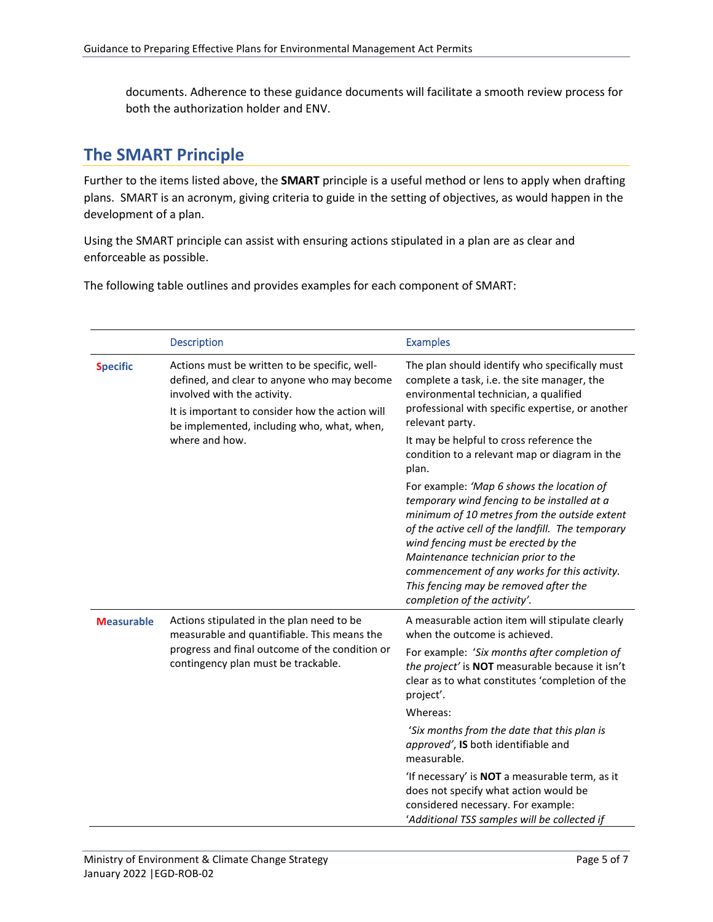documents. Adherence to these guidance documents will facilitate a smooth review process for both the authorization holder and ENV.

## The SMART Principle

Further to the items listed above, the **SMART** principle is a useful method or lens to apply when drafting plans. SMART is an acronym, giving criteria to guide in the setting of objectives, as would happen in the development of a plan.

Using the SMART principle can assist with ensuring actions stipulated in a plan are as clear and enforceable as possible.

The following table outlines and provides examples for each component of SMART:

| | Description | Examples |
|---|---|---|
| **Specific** | Actions must be written to be specific, well-defined, and clear to anyone who may become involved with the activity.<br><br>It is important to consider how the action will be implemented, including who, what, when, where and how. | The plan should identify who specifically must complete a task, i.e. the site manager, the environmental technician, a qualified professional with specific expertise, or another relevant party.<br><br>It may be helpful to cross reference the condition to a relevant map or diagram in the plan.<br><br>For example: *'Map 6 shows the location of temporary wind fencing to be installed at a minimum of 10 metres from the outside extent of the active cell of the landfill. The temporary wind fencing must be erected by the Maintenance technician prior to the commencement of any works for this activity. This fencing may be removed after the completion of the activity'*. |
| **Measurable** | Actions stipulated in the plan need to be measurable and quantifiable. This means the progress and final outcome of the condition or contingency plan must be trackable. | A measurable action item will stipulate clearly when the outcome is achieved.<br><br>For example: *'Six months after completion of the project'* is **NOT** measurable because it isn't clear as to what constitutes 'completion of the project'.<br><br>Whereas:<br><br>*'Six months from the date that this plan is approved'*, **IS** both identifiable and measurable.<br><br>'If necessary' is **NOT** a measurable term, as it does not specify what action would be considered necessary. For example: *'Additional TSS samples will be collected if* |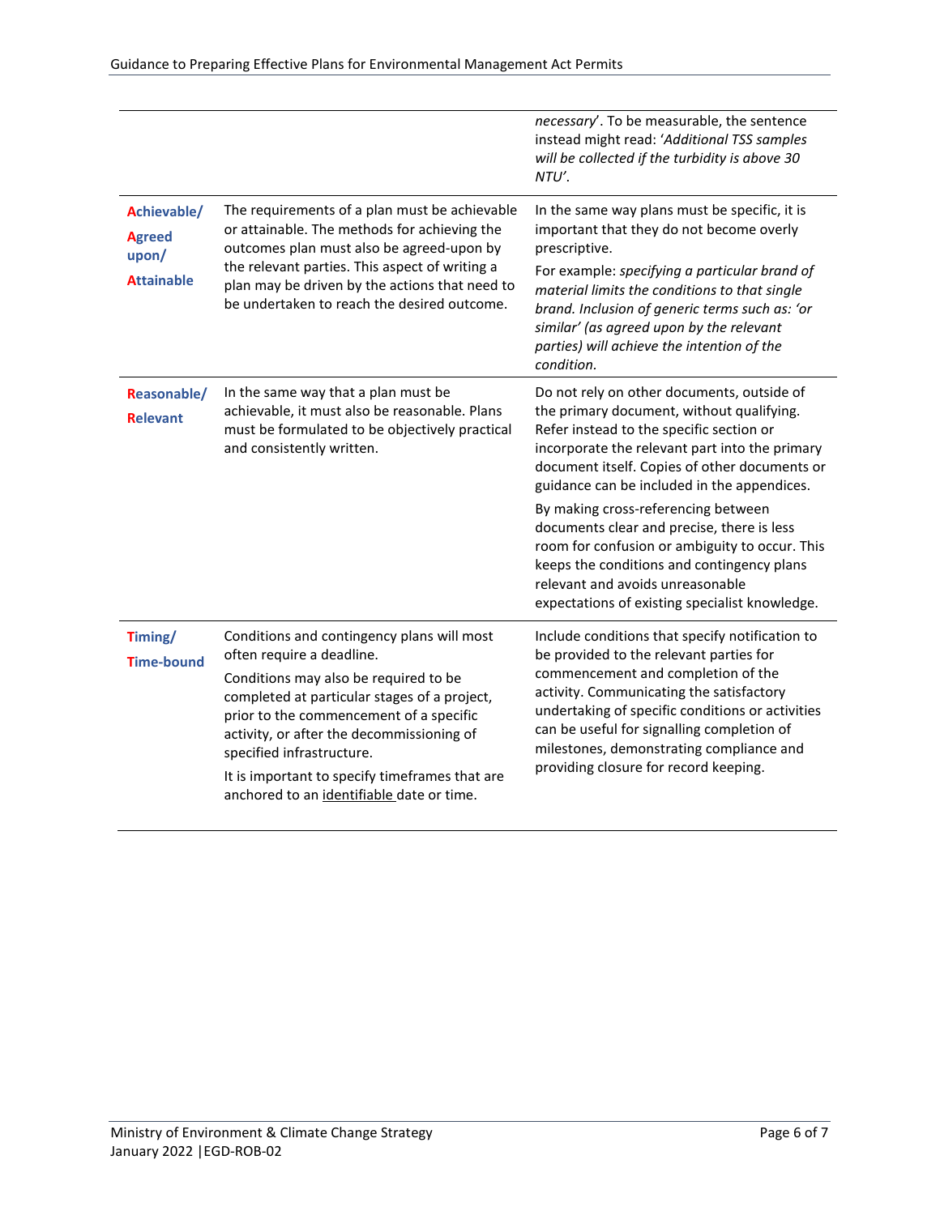| | | |
|---|---|---|
| | | *necessary*'. To be measurable, the sentence instead might read: '*Additional TSS samples will be collected if the turbidity is above 30 NTU*'. |
| **Achievable/ Agreed upon/ Attainable** | The requirements of a plan must be achievable or attainable. The methods for achieving the outcomes plan must also be agreed-upon by the relevant parties. This aspect of writing a plan may be driven by the actions that need to be undertaken to reach the desired outcome. | In the same way plans must be specific, it is important that they do not become overly prescriptive.<br>For example: *specifying a particular brand of material limits the conditions to that single brand. Inclusion of generic terms such as: 'or similar' (as agreed upon by the relevant parties) will achieve the intention of the condition.* |
| **Reasonable/ Relevant** | In the same way that a plan must be achievable, it must also be reasonable. Plans must be formulated to be objectively practical and consistently written. | Do not rely on other documents, outside of the primary document, without qualifying. Refer instead to the specific section or incorporate the relevant part into the primary document itself. Copies of other documents or guidance can be included in the appendices.<br>By making cross-referencing between documents clear and precise, there is less room for confusion or ambiguity to occur. This keeps the conditions and contingency plans relevant and avoids unreasonable expectations of existing specialist knowledge. |
| **Timing/ Time-bound** | Conditions and contingency plans will most often require a deadline.<br>Conditions may also be required to be completed at particular stages of a project, prior to the commencement of a specific activity, or after the decommissioning of specified infrastructure.<br>It is important to specify timeframes that are anchored to an identifiable date or time. | Include conditions that specify notification to be provided to the relevant parties for commencement and completion of the activity. Communicating the satisfactory undertaking of specific conditions or activities can be useful for signalling completion of milestones, demonstrating compliance and providing closure for record keeping. |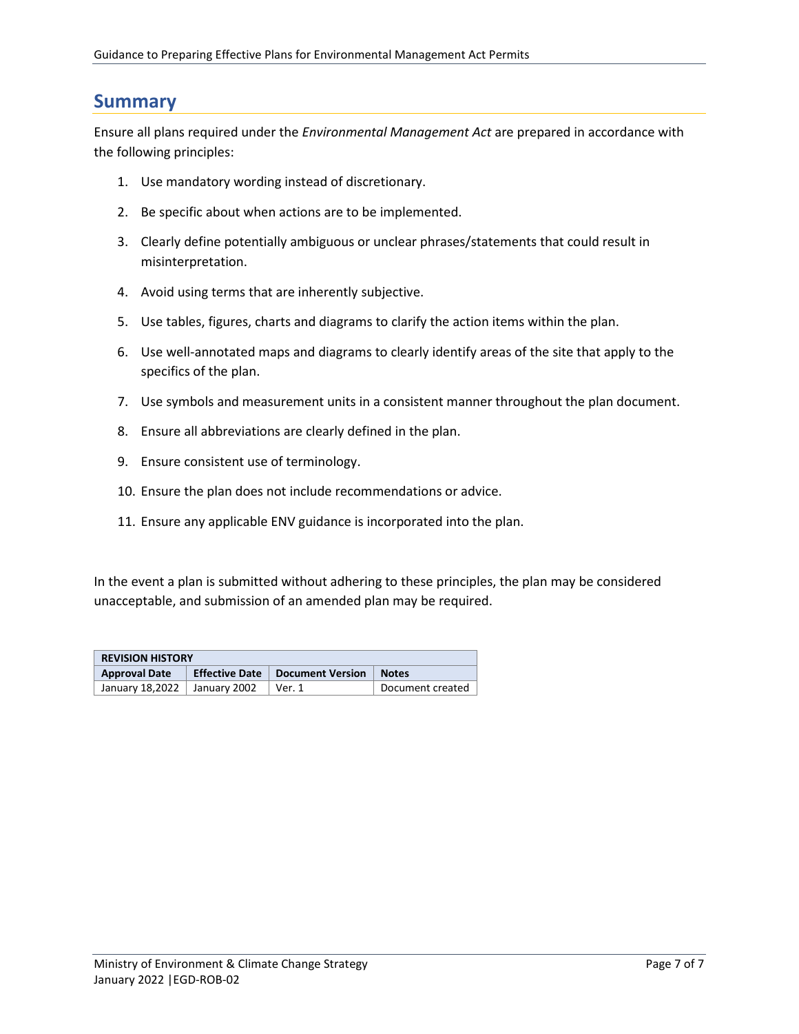## Summary

Ensure all plans required under the *Environmental Management Act* are prepared in accordance with the following principles:

1. Use mandatory wording instead of discretionary.
2. Be specific about when actions are to be implemented.
3. Clearly define potentially ambiguous or unclear phrases/statements that could result in misinterpretation.
4. Avoid using terms that are inherently subjective.
5. Use tables, figures, charts and diagrams to clarify the action items within the plan.
6. Use well-annotated maps and diagrams to clearly identify areas of the site that apply to the specifics of the plan.
7. Use symbols and measurement units in a consistent manner throughout the plan document.
8. Ensure all abbreviations are clearly defined in the plan.
9. Ensure consistent use of terminology.
10. Ensure the plan does not include recommendations or advice.
11. Ensure any applicable ENV guidance is incorporated into the plan.

In the event a plan is submitted without adhering to these principles, the plan may be considered unacceptable, and submission of an amended plan may be required.

| REVISION HISTORY | | | |
|---|---|---|---|
| **Approval Date** | **Effective Date** | **Document Version** | **Notes** |
| January 18,2022 | January 2002 | Ver. 1 | Document created |